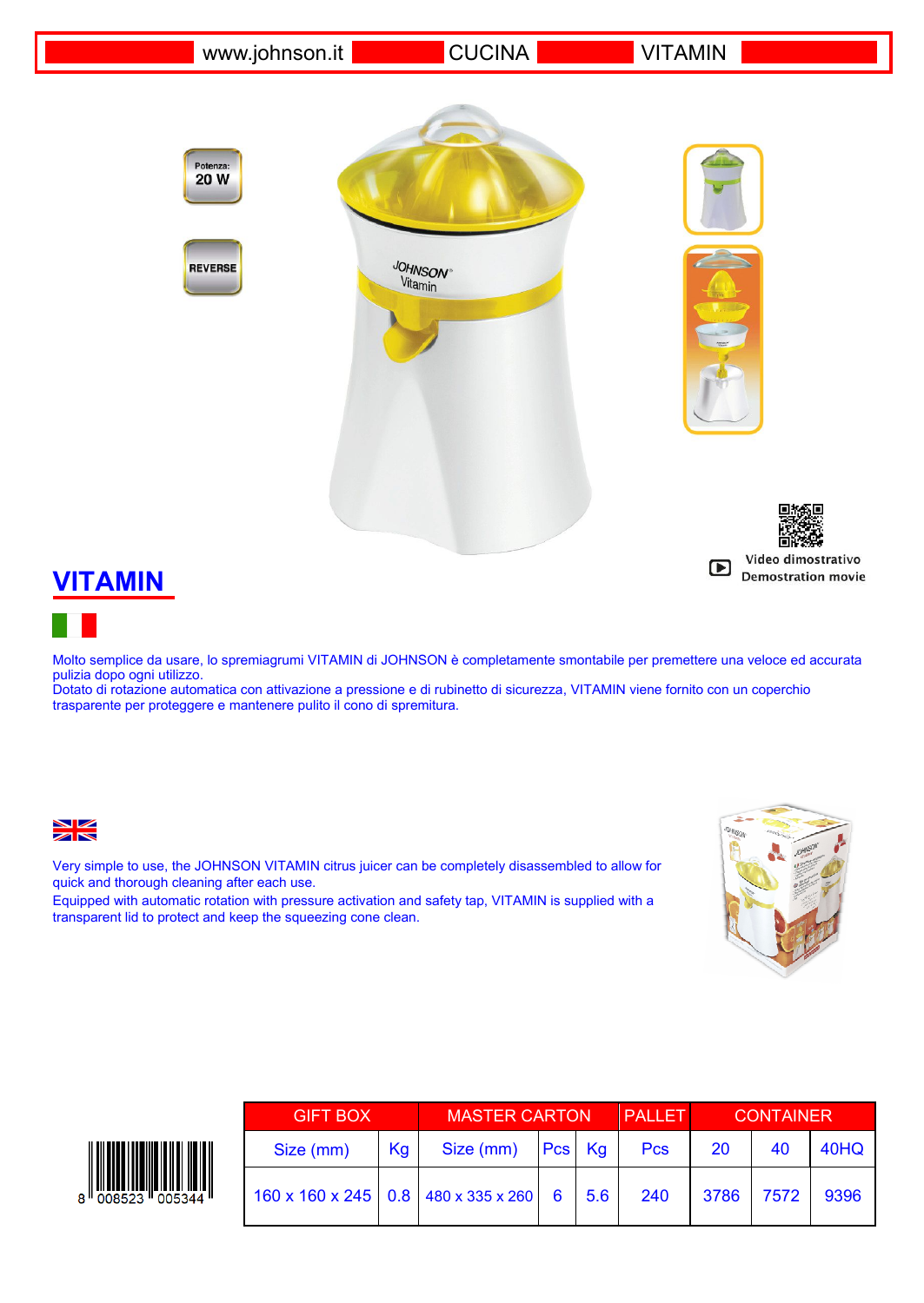www.johnson.it | CUCINA | VITAMIN

Potenza: 20 W

REVERSE

Video dimostrativo
Demostration movie

# VITAMIN

Molto semplice da usare, lo spremiagrumi VITAMIN di JOHNSON è completamente smontabile per premettere una veloce ed accurata pulizia dopo ogni utilizzo.
Dotato di rotazione automatica con attivazione a pressione e di rubinetto di sicurezza, VITAMIN viene fornito con un coperchio trasparente per proteggere e mantenere pulito il cono di spremitura.

Very simple to use, the JOHNSON VITAMIN citrus juicer can be completely disassembled to allow for quick and thorough cleaning after each use.
Equipped with automatic rotation with pressure activation and safety tap, VITAMIN is supplied with a transparent lid to protect and keep the squeezing cone clean.

8 008523 005344

| GIFT BOX | | MASTER CARTON | | | PALLET | CONTAINER | | |
|---|---|---|---|---|---|---|---|---|
| Size (mm) | Kg | Size (mm) | Pcs | Kg | Pcs | 20 | 40 | 40HQ |
| 160 x 160 x 245 | 0.8 | 480 x 335 x 260 | 6 | 5.6 | 240 | 3786 | 7572 | 9396 |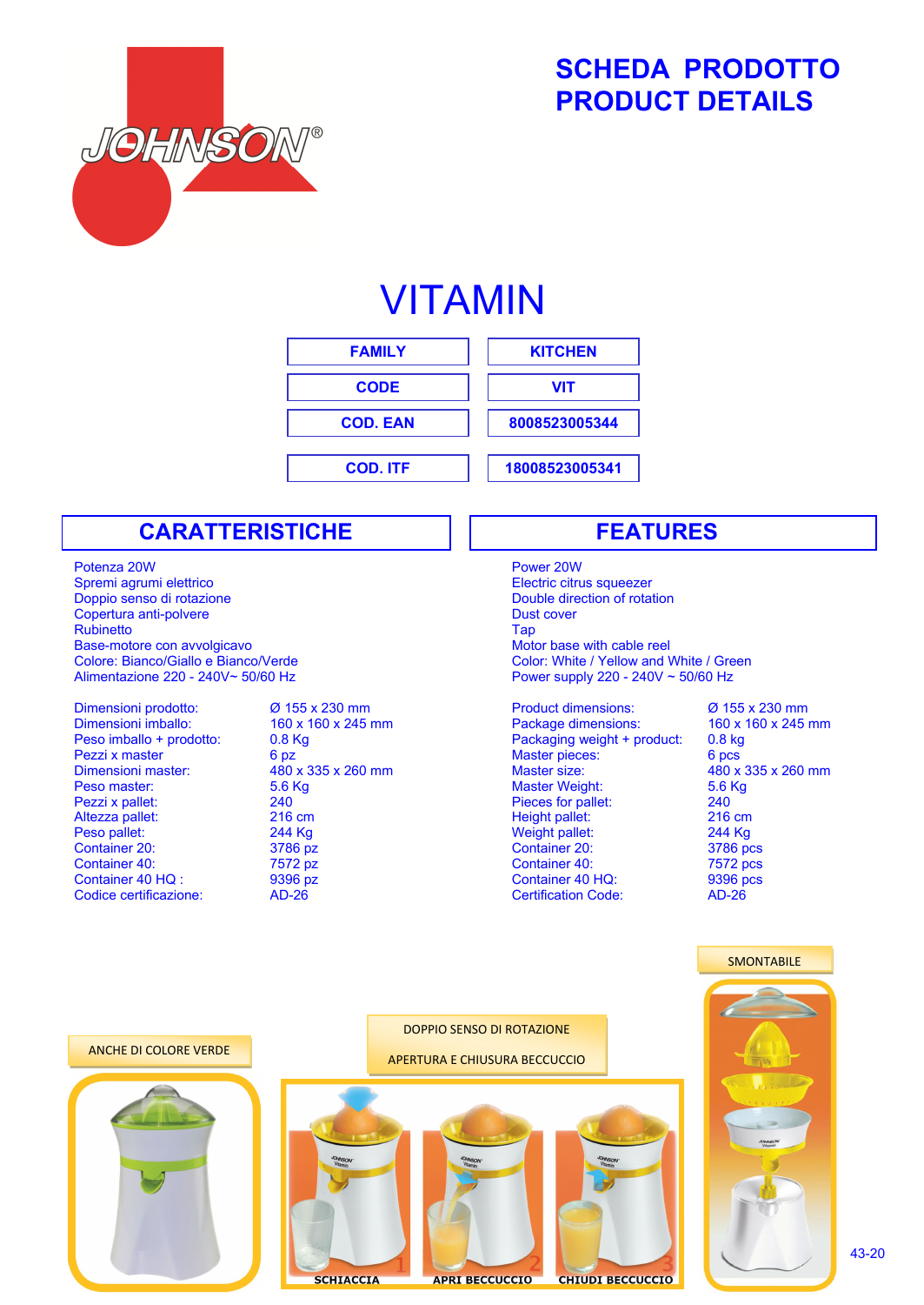# SCHEDA PRODOTTO
# PRODUCT DETAILS

# VITAMIN

| | |
|---|---|
| FAMILY | KITCHEN |
| CODE | VIT |
| COD. EAN | 8008523005344 |
| COD. ITF | 18008523005341 |

## CARATTERISTICHE

Potenza 20W
Spremi agrumi elettrico
Doppio senso di rotazione
Copertura anti-polvere
Rubinetto
Base-motore con avvolgicavo
Colore: Bianco/Giallo e Bianco/Verde
Alimentazione 220 - 240V~ 50/60 Hz

| | |
|---|---|
| Dimensioni prodotto: | Ø 155 x 230 mm |
| Dimensioni imballo: | 160 x 160 x 245 mm |
| Peso imballo + prodotto: | 0.8 Kg |
| Pezzi x master | 6 pz |
| Dimensioni master: | 480 x 335 x 260 mm |
| Peso master: | 5.6 Kg |
| Pezzi x pallet: | 240 |
| Altezza pallet: | 216 cm |
| Peso pallet: | 244 Kg |
| Container 20: | 3786 pz |
| Container 40: | 7572 pz |
| Container 40 HQ : | 9396 pz |
| Codice certificazione: | AD-26 |

## FEATURES

Power 20W
Electric citrus squeezer
Double direction of rotation
Dust cover
Tap
Motor base with cable reel
Color: White / Yellow and White / Green
Power supply 220 - 240V ~ 50/60 Hz

| | |
|---|---|
| Product dimensions: | Ø 155 x 230 mm |
| Package dimensions: | 160 x 160 x 245 mm |
| Packaging weight + product: | 0.8 kg |
| Master pieces: | 6 pcs |
| Master size: | 480 x 335 x 260 mm |
| Master Weight: | 5.6 Kg |
| Pieces for pallet: | 240 |
| Height pallet: | 216 cm |
| Weight pallet: | 244 Kg |
| Container 20: | 3786 pcs |
| Container 40: | 7572 pcs |
| Container 40 HQ: | 9396 pcs |
| Certification Code: | AD-26 |

ANCHE DI COLORE VERDE

DOPPIO SENSO DI ROTAZIONE

APERTURA E CHIUSURA BECCUCCIO

SCHIACCIA — APRI BECCUCCIO — CHIUDI BECCUCCIO

SMONTABILE

43-20